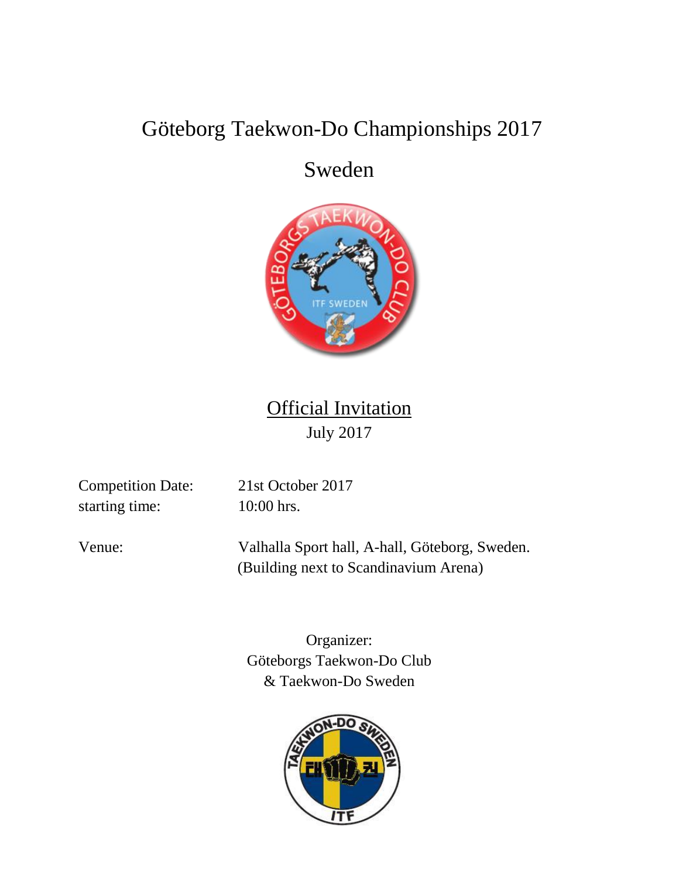# Göteborg Taekwon-Do Championships 2017

## Sweden

## Official Invitation

July 2017

Competition Date: 21st October 2017
starting time: 10:00 hrs.

Venue: Valhalla Sport hall, A-hall, Göteborg, Sweden.
(Building next to Scandinavium Arena)

Organizer:
Göteborgs Taekwon-Do Club
& Taekwon-Do Sweden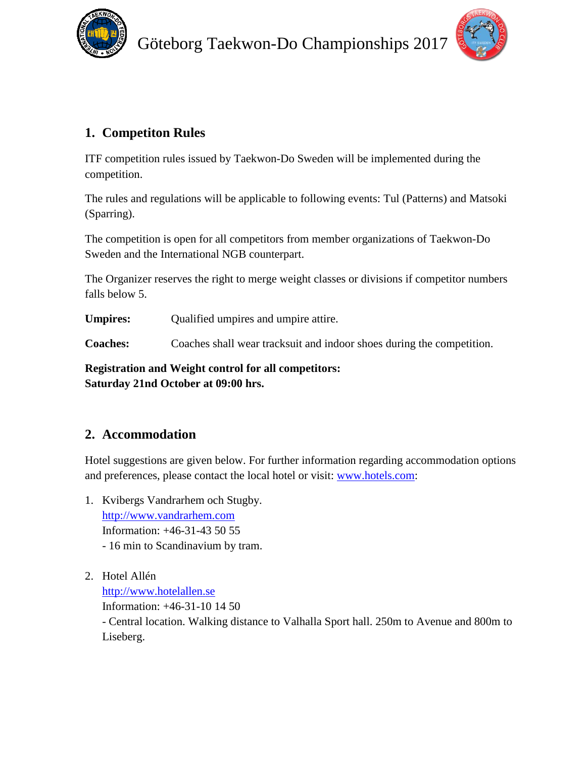## 1. Competiton Rules

ITF competition rules issued by Taekwon-Do Sweden will be implemented during the competition.

The rules and regulations will be applicable to following events: Tul (Patterns) and Matsoki (Sparring).

The competition is open for all competitors from member organizations of Taekwon-Do Sweden and the International NGB counterpart.

The Organizer reserves the right to merge weight classes or divisions if competitor numbers falls below 5.

**Umpires:** Qualified umpires and umpire attire.

**Coaches:** Coaches shall wear tracksuit and indoor shoes during the competition.

**Registration and Weight control for all competitors:**
**Saturday 21nd October at 09:00 hrs.**

## 2. Accommodation

Hotel suggestions are given below. For further information regarding accommodation options and preferences, please contact the local hotel or visit: www.hotels.com:

1. Kvibergs Vandrarhem och Stugby.
   http://www.vandrarhem.com
   Information: +46-31-43 50 55
   - 16 min to Scandinavium by tram.

2. Hotel Allén
   http://www.hotelallen.se
   Information: +46-31-10 14 50
   - Central location. Walking distance to Valhalla Sport hall. 250m to Avenue and 800m to Liseberg.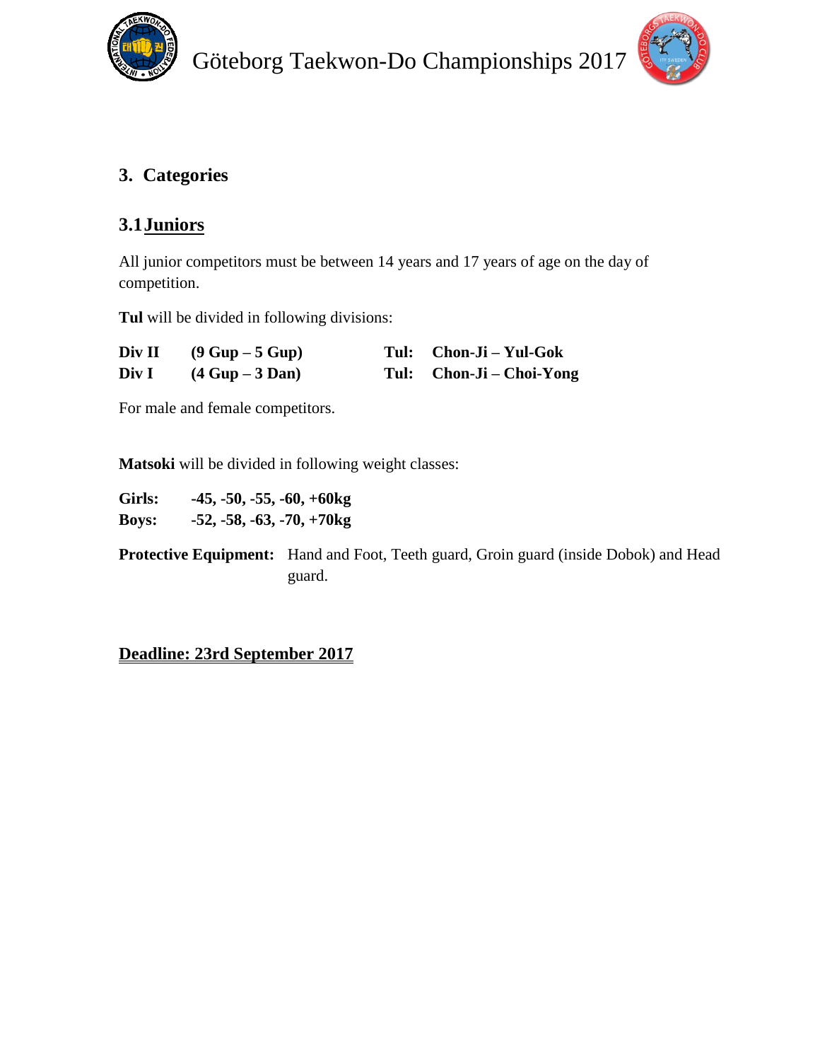## 3. Categories

### 3.1 Juniors

All junior competitors must be between 14 years and 17 years of age on the day of competition.

**Tul** will be divided in following divisions:

| | | | |
|---|---|---|---|
| **Div II** | **(9 Gup – 5 Gup)** | **Tul:** | **Chon-Ji – Yul-Gok** |
| **Div I** | **(4 Gup – 3 Dan)** | **Tul:** | **Chon-Ji – Choi-Yong** |

For male and female competitors.

**Matsoki** will be divided in following weight classes:

**Girls:** **-45, -50, -55, -60, +60kg**
**Boys:** **-52, -58, -63, -70, +70kg**

**Protective Equipment:** Hand and Foot, Teeth guard, Groin guard (inside Dobok) and Head guard.

**Deadline: 23rd September 2017**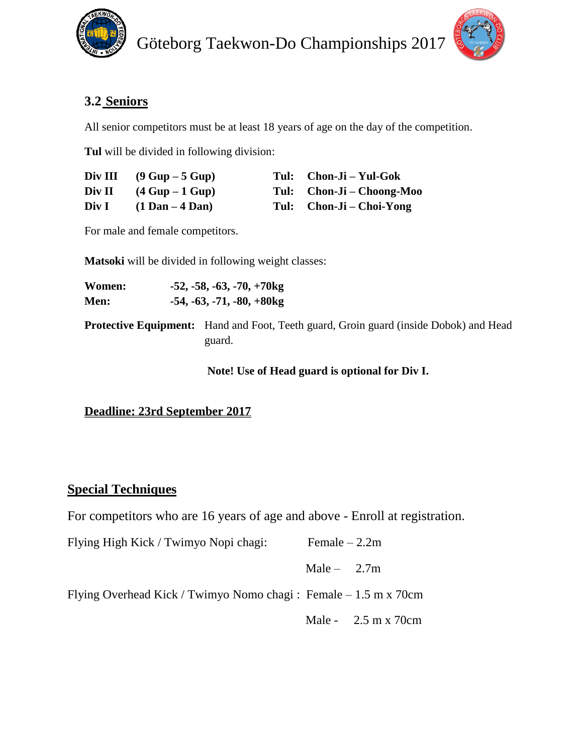## 3.2 Seniors

All senior competitors must be at least 18 years of age on the day of the competition.

**Tul** will be divided in following division:

| | | | |
|---|---|---|---|
| **Div III** | **(9 Gup – 5 Gup)** | **Tul:** | **Chon-Ji – Yul-Gok** |
| **Div II** | **(4 Gup – 1 Gup)** | **Tul:** | **Chon-Ji – Choong-Moo** |
| **Div I** | **(1 Dan – 4 Dan)** | **Tul:** | **Chon-Ji – Choi-Yong** |

For male and female competitors.

**Matsoki** will be divided in following weight classes:

| | |
|---|---|
| **Women:** | **-52, -58, -63, -70, +70kg** |
| **Men:** | **-54, -63, -71, -80, +80kg** |

**Protective Equipment:** Hand and Foot, Teeth guard, Groin guard (inside Dobok) and Head guard.

**Note! Use of Head guard is optional for Div I.**

**Deadline: 23rd September 2017**

## Special Techniques

For competitors who are 16 years of age and above - Enroll at registration.

| | |
|---|---|
| Flying High Kick / Twimyo Nopi chagi: | Female – 2.2m |
| | Male – 2.7m |
| Flying Overhead Kick / Twimyo Nomo chagi : | Female – 1.5 m x 70cm |
| | Male - 2.5 m x 70cm |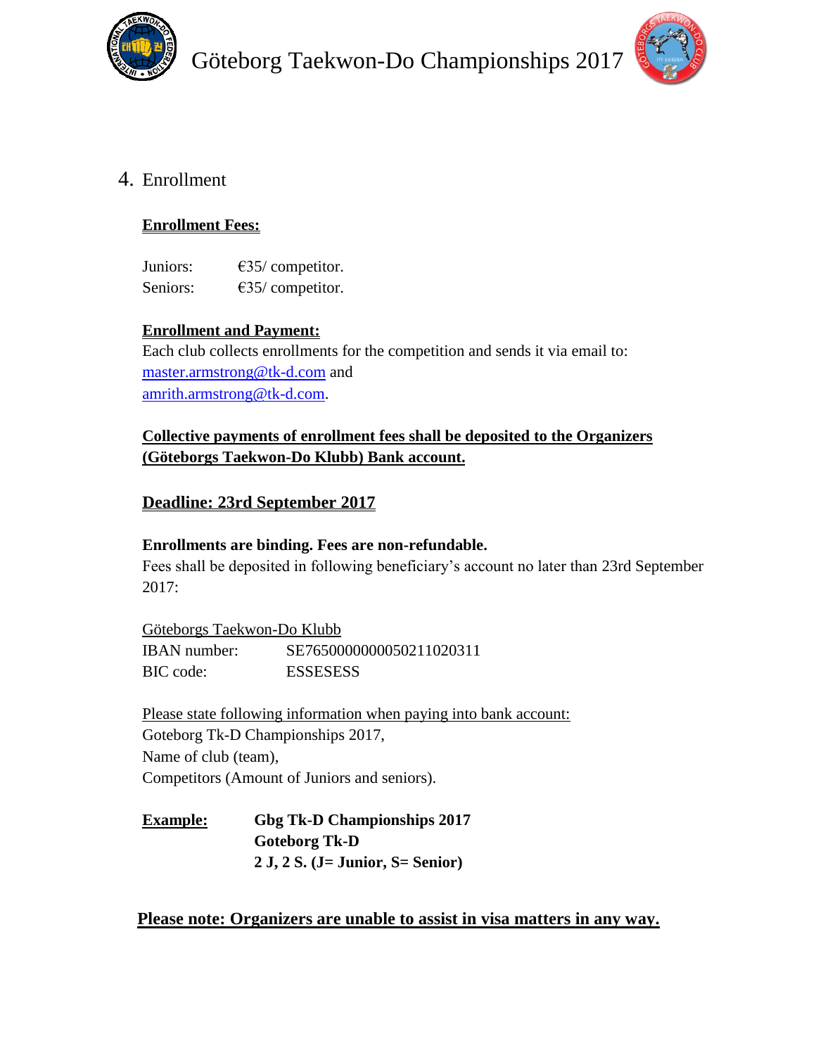## 4. Enrollment

**Enrollment Fees:**

Juniors: €35/ competitor.
Seniors: €35/ competitor.

**Enrollment and Payment:**
Each club collects enrollments for the competition and sends it via email to: master.armstrong@tk-d.com and amrith.armstrong@tk-d.com.

**Collective payments of enrollment fees shall be deposited to the Organizers (Göteborgs Taekwon-Do Klubb) Bank account.**

**Deadline: 23rd September 2017**

**Enrollments are binding. Fees are non-refundable.**
Fees shall be deposited in following beneficiary's account no later than 23rd September 2017:

Göteborgs Taekwon-Do Klubb
IBAN number: SE7650000000050211020311
BIC code: ESSESESS

Please state following information when paying into bank account:
Goteborg Tk-D Championships 2017,
Name of club (team),
Competitors (Amount of Juniors and seniors).

**Example:** **Gbg Tk-D Championships 2017**
**Goteborg Tk-D**
**2 J, 2 S. (J= Junior, S= Senior)**

**Please note: Organizers are unable to assist in visa matters in any way.**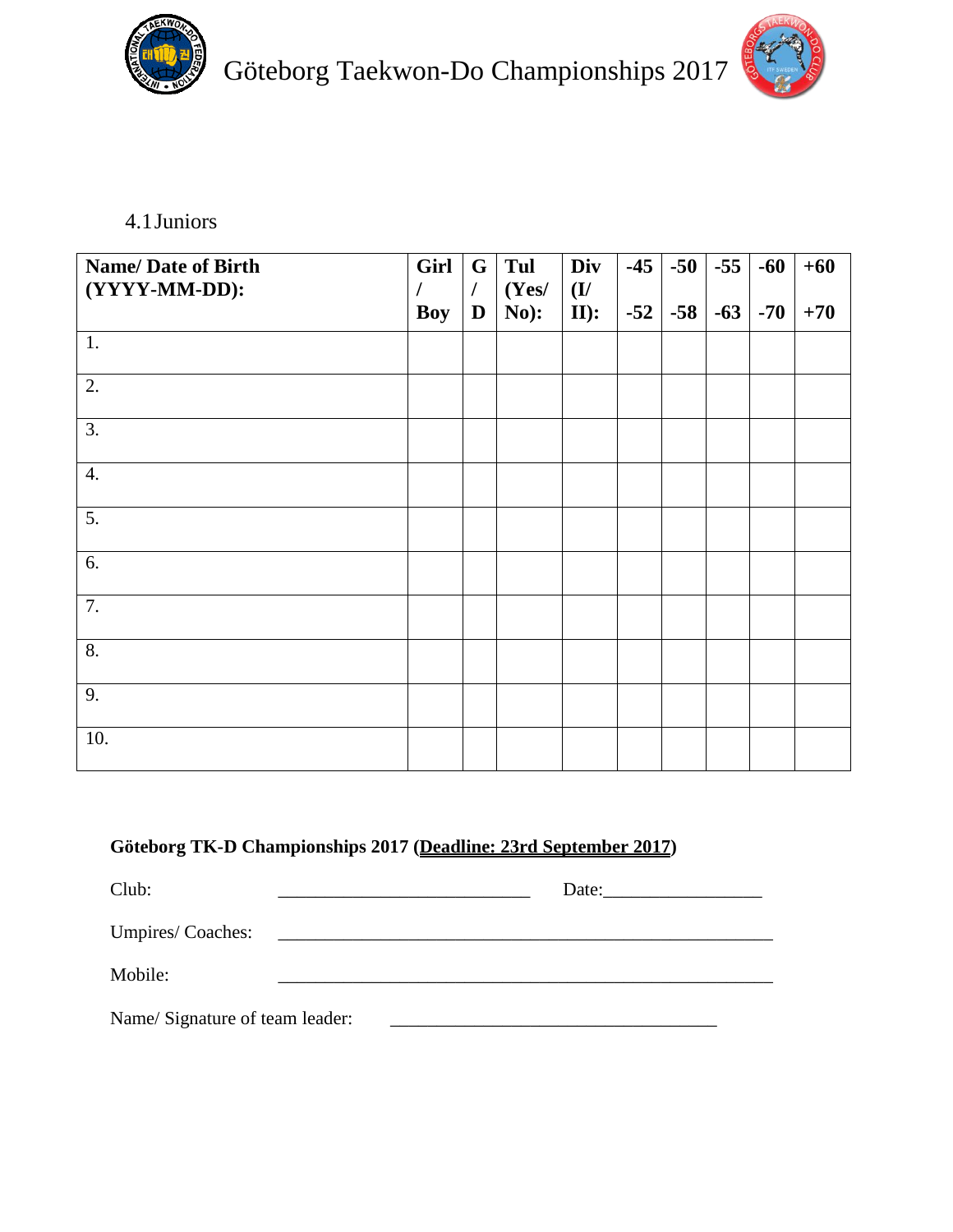Göteborg Taekwon-Do Championships 2017

## 4.1 Juniors

| **Name/ Date of Birth (YYYY-MM-DD):** | **Girl / Boy** | **G / D** | **Tul (Yes/ No):** | **Div (I/ II):** | **-45 -52** | **-50 -58** | **-55 -63** | **-60 -70** | **+60 +70** |
|---|---|---|---|---|---|---|---|---|---|
| 1. | | | | | | | | | |
| 2. | | | | | | | | | |
| 3. | | | | | | | | | |
| 4. | | | | | | | | | |
| 5. | | | | | | | | | |
| 6. | | | | | | | | | |
| 7. | | | | | | | | | |
| 8. | | | | | | | | | |
| 9. | | | | | | | | | |
| 10. | | | | | | | | | |

**Göteborg TK-D Championships 2017 (Deadline: 23rd September 2017)**

Club: ____________________________ Date:_________________

Umpires/ Coaches: _______________________________________________________

Mobile: _______________________________________________________

Name/ Signature of team leader: ____________________________________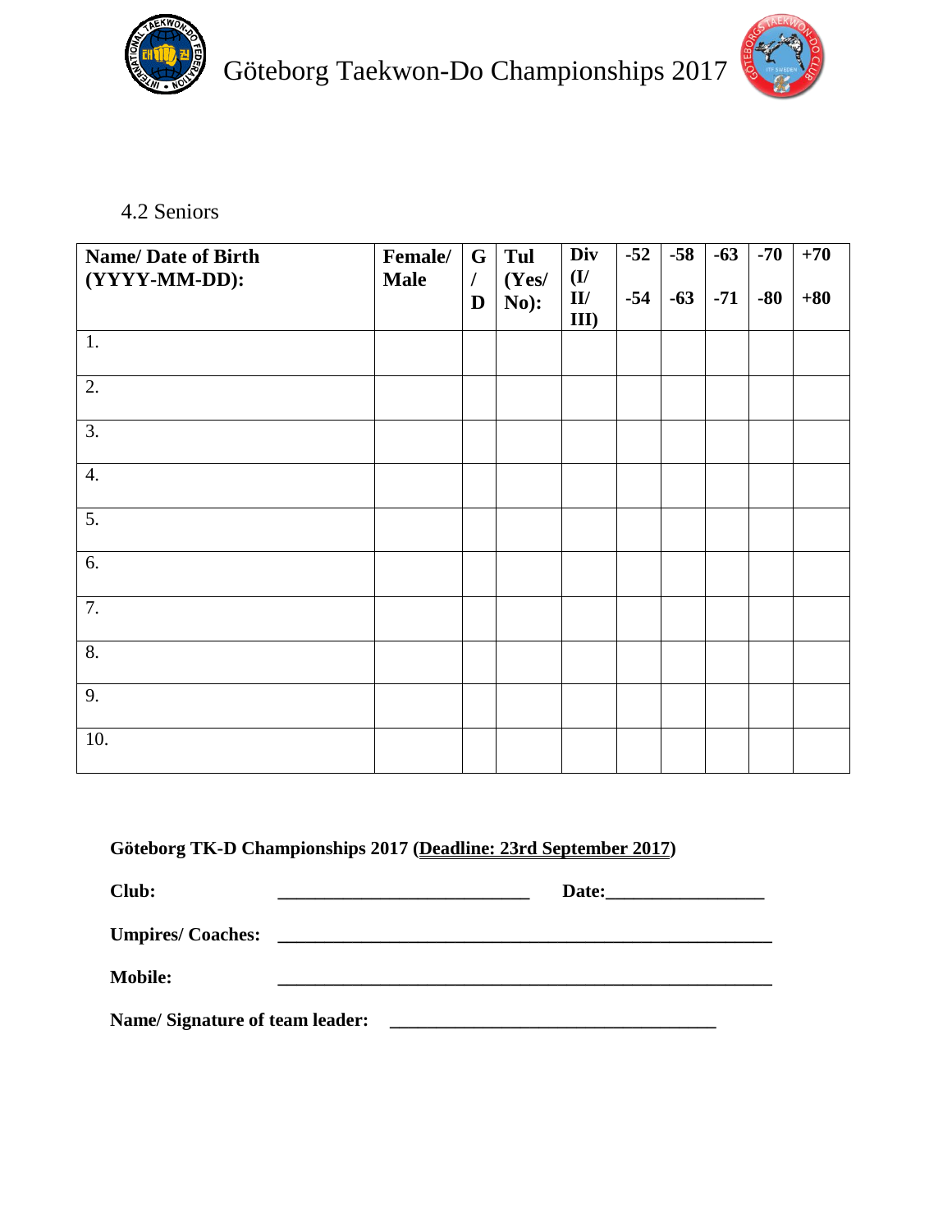Göteborg Taekwon-Do Championships 2017

4.2 Seniors

| **Name/ Date of Birth (YYYY-MM-DD):** | **Female/ Male** | **G / D** | **Tul (Yes/ No):** | **Div (I/ II/ III)** | **-52 -54** | **-58 -63** | **-63 -71** | **-70 -80** | **+70 +80** |
|---|---|---|---|---|---|---|---|---|---|
| 1. | | | | | | | | | |
| 2. | | | | | | | | | |
| 3. | | | | | | | | | |
| 4. | | | | | | | | | |
| 5. | | | | | | | | | |
| 6. | | | | | | | | | |
| 7. | | | | | | | | | |
| 8. | | | | | | | | | |
| 9. | | | | | | | | | |
| 10. | | | | | | | | | |

**Göteborg TK-D Championships 2017 (Deadline: 23rd September 2017)**

**Club:** ____________________________ **Date:**_________________

**Umpires/ Coaches:** _______________________________________________________

**Mobile:** _______________________________________________________

**Name/ Signature of team leader:** ____________________________________